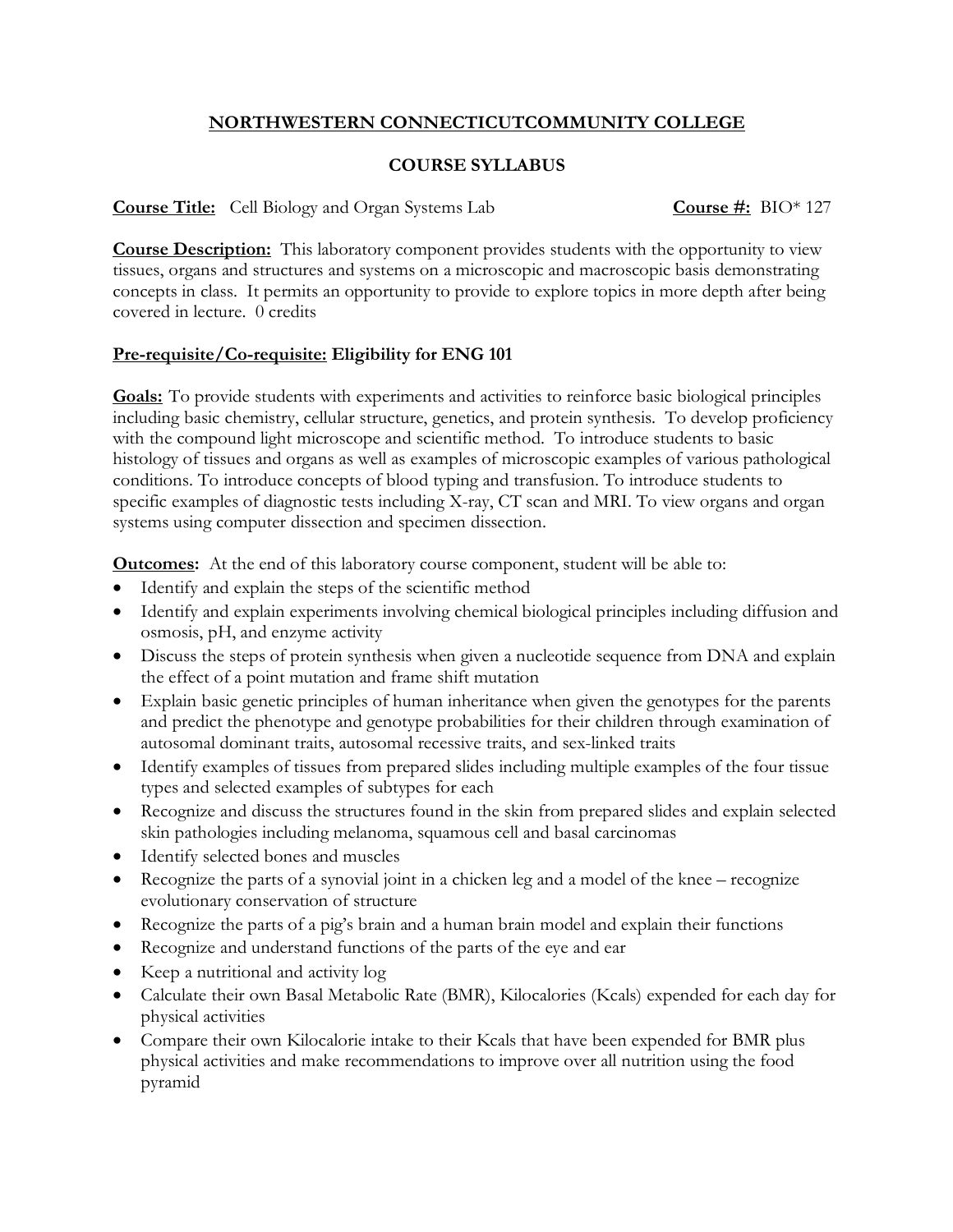**NORTHWESTERN CONNECTICUTCOMMUNITY COLLEGE**

**COURSE SYLLABUS**

**Course Title:** Cell Biology and Organ Systems Lab **Course #:** BIO* 127

**Course Description:** This laboratory component provides students with the opportunity to view tissues, organs and structures and systems on a microscopic and macroscopic basis demonstrating concepts in class. It permits an opportunity to provide to explore topics in more depth after being covered in lecture. 0 credits

**Pre-requisite/Co-requisite: Eligibility for ENG 101**

**Goals:** To provide students with experiments and activities to reinforce basic biological principles including basic chemistry, cellular structure, genetics, and protein synthesis. To develop proficiency with the compound light microscope and scientific method. To introduce students to basic histology of tissues and organs as well as examples of microscopic examples of various pathological conditions. To introduce concepts of blood typing and transfusion. To introduce students to specific examples of diagnostic tests including X-ray, CT scan and MRI. To view organs and organ systems using computer dissection and specimen dissection.

**Outcomes:** At the end of this laboratory course component, student will be able to:

- Identify and explain the steps of the scientific method
- Identify and explain experiments involving chemical biological principles including diffusion and osmosis, pH, and enzyme activity
- Discuss the steps of protein synthesis when given a nucleotide sequence from DNA and explain the effect of a point mutation and frame shift mutation
- Explain basic genetic principles of human inheritance when given the genotypes for the parents and predict the phenotype and genotype probabilities for their children through examination of autosomal dominant traits, autosomal recessive traits, and sex-linked traits
- Identify examples of tissues from prepared slides including multiple examples of the four tissue types and selected examples of subtypes for each
- Recognize and discuss the structures found in the skin from prepared slides and explain selected skin pathologies including melanoma, squamous cell and basal carcinomas
- Identify selected bones and muscles
- Recognize the parts of a synovial joint in a chicken leg and a model of the knee – recognize evolutionary conservation of structure
- Recognize the parts of a pig's brain and a human brain model and explain their functions
- Recognize and understand functions of the parts of the eye and ear
- Keep a nutritional and activity log
- Calculate their own Basal Metabolic Rate (BMR), Kilocalories (Kcals) expended for each day for physical activities
- Compare their own Kilocalorie intake to their Kcals that have been expended for BMR plus physical activities and make recommendations to improve over all nutrition using the food pyramid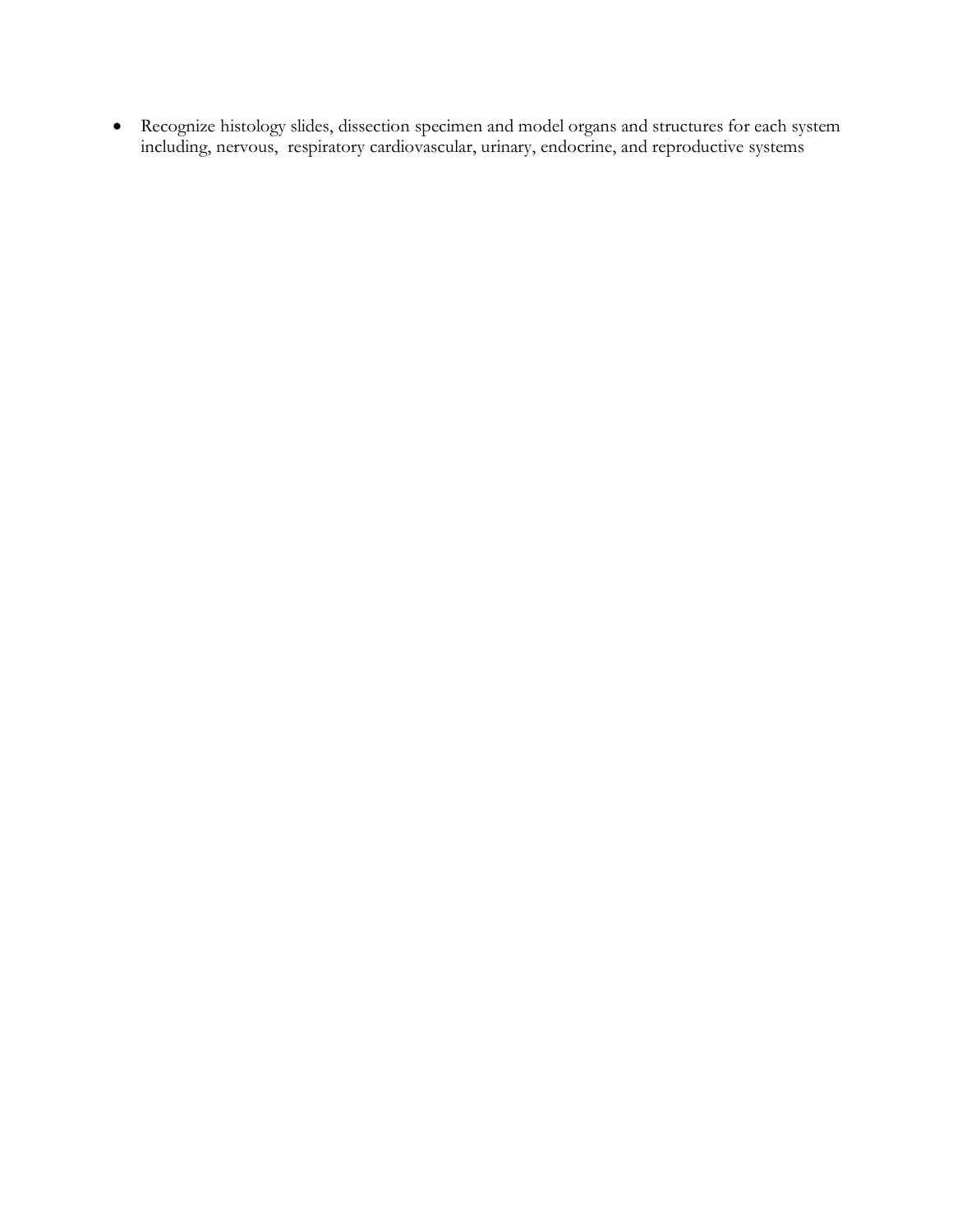- Recognize histology slides, dissection specimen and model organs and structures for each system including, nervous, respiratory cardiovascular, urinary, endocrine, and reproductive systems